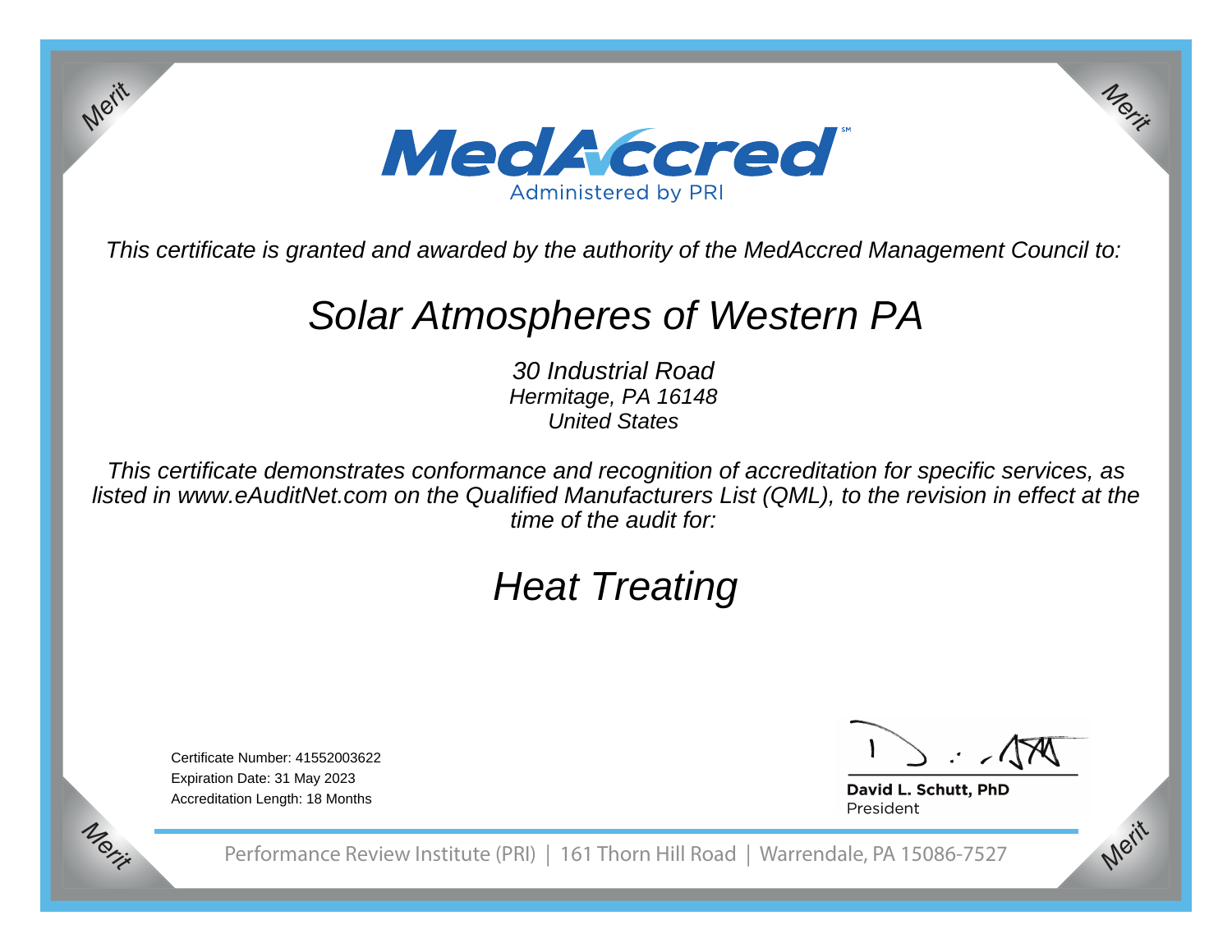# MedAccred

Administered by PRI

*This certificate is granted and awarded by the authority of the MedAccred Management Council to:*

## *Solar Atmospheres of Western PA*

*30 Industrial Road*
*Hermitage, PA 16148*
*United States*

*This certificate demonstrates conformance and recognition of accreditation for specific services, as listed in www.eAuditNet.com on the Qualified Manufacturers List (QML), to the revision in effect at the time of the audit for:*

## *Heat Treating*

Certificate Number: 41552003622
Expiration Date: 31 May 2023
Accreditation Length: 18 Months

**David L. Schutt, PhD**
President

Performance Review Institute (PRI) | 161 Thorn Hill Road | Warrendale, PA 15086-7527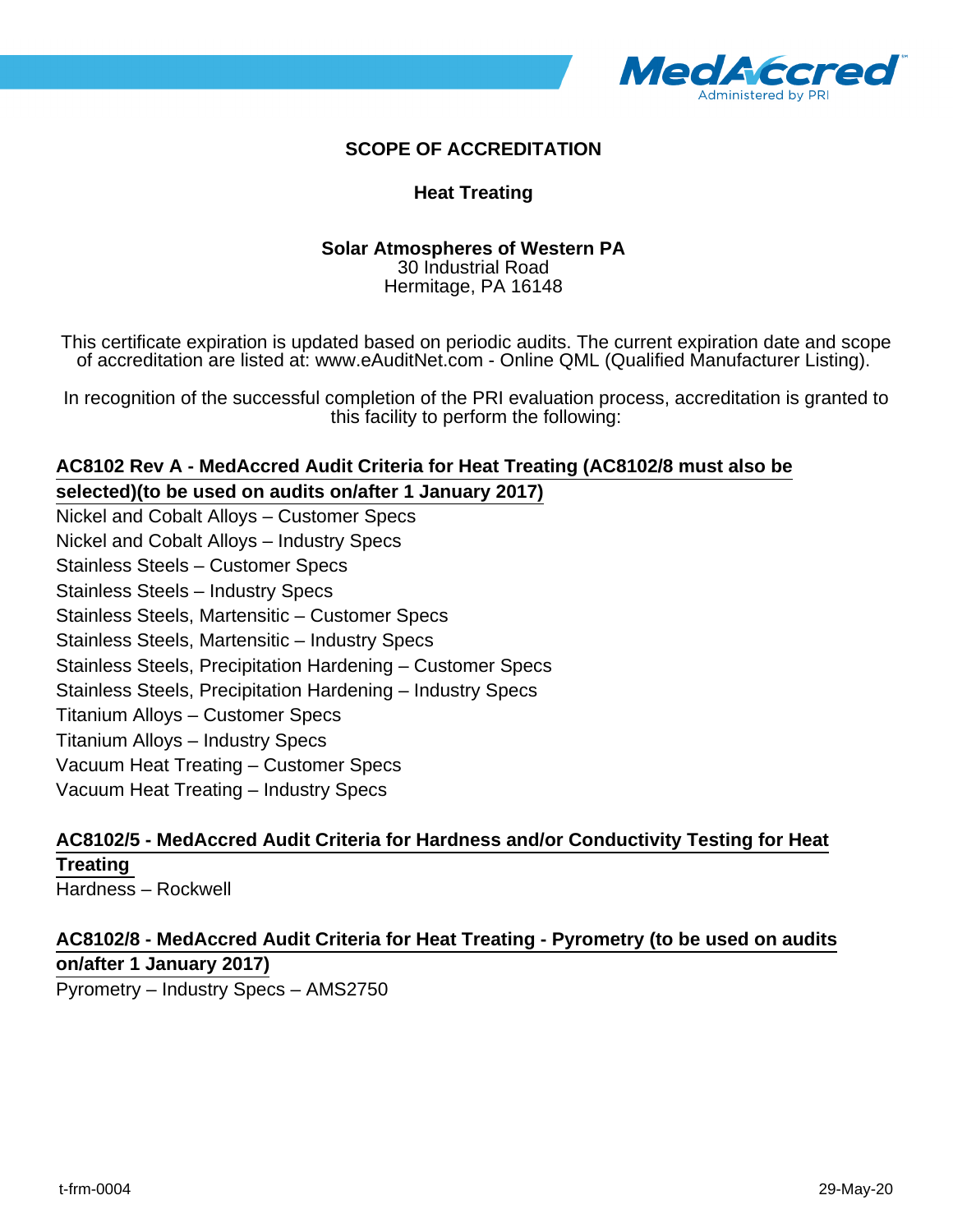# SCOPE OF ACCREDITATION

## Heat Treating

**Solar Atmospheres of Western PA**
30 Industrial Road
Hermitage, PA 16148

This certificate expiration is updated based on periodic audits. The current expiration date and scope of accreditation are listed at: www.eAuditNet.com - Online QML (Qualified Manufacturer Listing).

In recognition of the successful completion of the PRI evaluation process, accreditation is granted to this facility to perform the following:

**AC8102 Rev A - MedAccred Audit Criteria for Heat Treating (AC8102/8 must also be selected)(to be used on audits on/after 1 January 2017)**

Nickel and Cobalt Alloys – Customer Specs
Nickel and Cobalt Alloys – Industry Specs
Stainless Steels – Customer Specs
Stainless Steels – Industry Specs
Stainless Steels, Martensitic – Customer Specs
Stainless Steels, Martensitic – Industry Specs
Stainless Steels, Precipitation Hardening – Customer Specs
Stainless Steels, Precipitation Hardening – Industry Specs
Titanium Alloys – Customer Specs
Titanium Alloys – Industry Specs
Vacuum Heat Treating – Customer Specs
Vacuum Heat Treating – Industry Specs

**AC8102/5 - MedAccred Audit Criteria for Hardness and/or Conductivity Testing for Heat Treating**

Hardness – Rockwell

**AC8102/8 - MedAccred Audit Criteria for Heat Treating - Pyrometry (to be used on audits on/after 1 January 2017)**

Pyrometry – Industry Specs – AMS2750

t-frm-0004 29-May-20